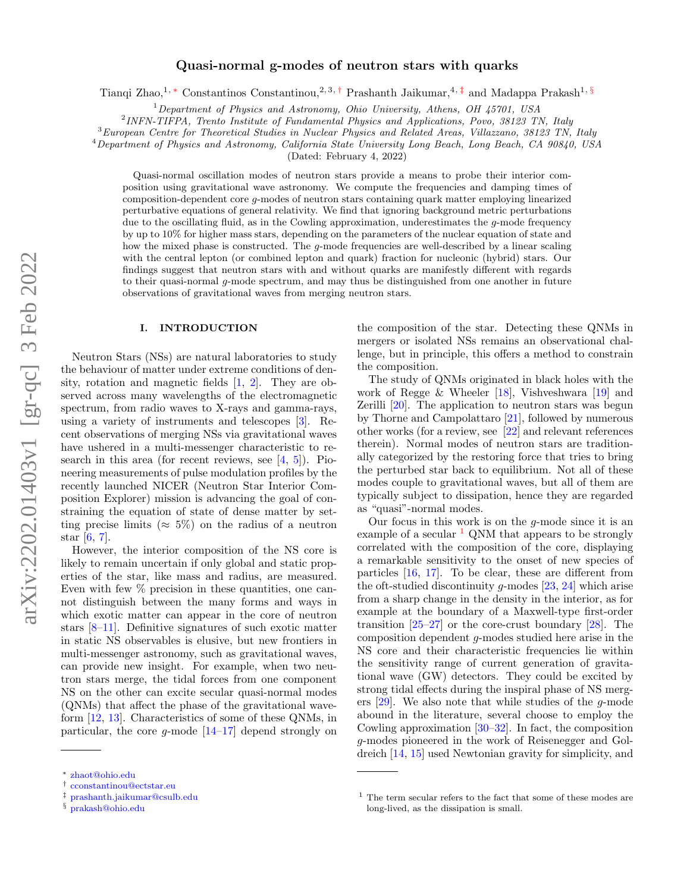# Quasi-normal g-modes of neutron stars with quarks

Tianqi Zhao,[1,*] Constantinos Constantinou,[2,3,†] Prashanth Jaikumar,[4,‡] and Madappa Prakash[1,§]

[1] *Department of Physics and Astronomy, Ohio University, Athens, OH 45701, USA*
[2] *INFN-TIFPA, Trento Institute of Fundamental Physics and Applications, Povo, 38123 TN, Italy*
[3] *European Centre for Theoretical Studies in Nuclear Physics and Related Areas, Villazzano, 38123 TN, Italy*
[4] *Department of Physics and Astronomy, California State University Long Beach, Long Beach, CA 90840, USA*

(Dated: February 4, 2022)

Quasi-normal oscillation modes of neutron stars provide a means to probe their interior composition using gravitational wave astronomy. We compute the frequencies and damping times of composition-dependent core *g*-modes of neutron stars containing quark matter employing linearized perturbative equations of general relativity. We find that ignoring background metric perturbations due to the oscillating fluid, as in the Cowling approximation, underestimates the *g*-mode frequency by up to 10% for higher mass stars, depending on the parameters of the nuclear equation of state and how the mixed phase is constructed. The *g*-mode frequencies are well-described by a linear scaling with the central lepton (or combined lepton and quark) fraction for nucleonic (hybrid) stars. Our findings suggest that neutron stars with and without quarks are manifestly different with regards to their quasi-normal *g*-mode spectrum, and may thus be distinguished from one another in future observations of gravitational waves from merging neutron stars.

## I. INTRODUCTION

Neutron Stars (NSs) are natural laboratories to study the behaviour of matter under extreme conditions of density, rotation and magnetic fields [1, 2]. They are observed across many wavelengths of the electromagnetic spectrum, from radio waves to X-rays and gamma-rays, using a variety of instruments and telescopes [3]. Recent observations of merging NSs via gravitational waves have ushered in a multi-messenger characteristic to research in this area (for recent reviews, see [4, 5]). Pioneering measurements of pulse modulation profiles by the recently launched NICER (Neutron Star Interior Composition Explorer) mission is advancing the goal of constraining the equation of state of dense matter by setting precise limits ($\approx 5\%$) on the radius of a neutron star [6, 7].

However, the interior composition of the NS core is likely to remain uncertain if only global and static properties of the star, like mass and radius, are measured. Even with few % precision in these quantities, one cannot distinguish between the many forms and ways in which exotic matter can appear in the core of neutron stars [8–11]. Definitive signatures of such exotic matter in static NS observables is elusive, but new frontiers in multi-messenger astronomy, such as gravitational waves, can provide new insight. For example, when two neutron stars merge, the tidal forces from one component NS on the other can excite secular quasi-normal modes (QNMs) that affect the phase of the gravitational waveform [12, 13]. Characteristics of some of these QNMs, in particular, the core *g*-mode [14–17] depend strongly on the composition of the star. Detecting these QNMs in mergers or isolated NSs remains an observational challenge, but in principle, this offers a method to constrain the composition.

The study of QNMs originated in black holes with the work of Regge & Wheeler [18], Vishveshwara [19] and Zerilli [20]. The application to neutron stars was begun by Thorne and Campolattaro [21], followed by numerous other works (for a review, see [22] and relevant references therein). Normal modes of neutron stars are traditionally categorized by the restoring force that tries to bring the perturbed star back to equilibrium. Not all of these modes couple to gravitational waves, but all of them are typically subject to dissipation, hence they are regarded as "quasi"-normal modes.

Our focus in this work is on the *g*-mode since it is an example of a secular [1] QNM that appears to be strongly correlated with the composition of the core, displaying a remarkable sensitivity to the onset of new species of particles [16, 17]. To be clear, these are different from the oft-studied discontinuity *g*-modes [23, 24] which arise from a sharp change in the density in the interior, as for example at the boundary of a Maxwell-type first-order transition [25–27] or the core-crust boundary [28]. The composition dependent *g*-modes studied here arise in the NS core and their characteristic frequencies lie within the sensitivity range of current generation of gravitational wave (GW) detectors. They could be excited by strong tidal effects during the inspiral phase of NS mergers [29]. We also note that while studies of the *g*-mode abound in the literature, several choose to employ the Cowling approximation [30–32]. In fact, the composition *g*-modes pioneered in the work of Reisenegger and Goldreich [14, 15] used Newtonian gravity for simplicity, and

---

* zhaot@ohio.edu
† cconstantinou@ectstar.eu
‡ prashanth.jaikumar@csulb.edu
§ prakash@ohio.edu

[1] The term secular refers to the fact that some of these modes are long-lived, as the dissipation is small.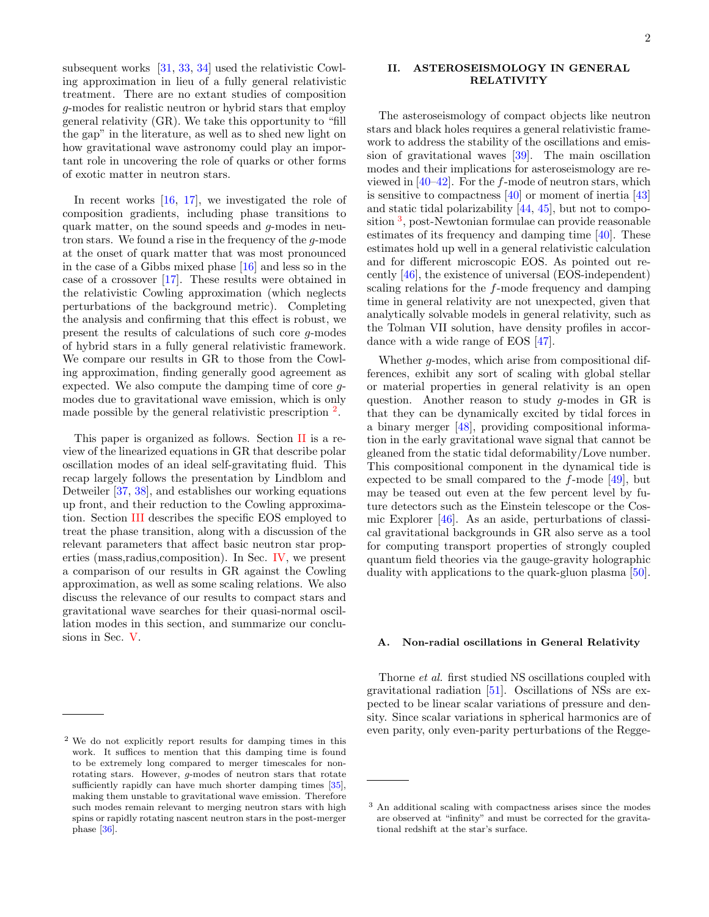subsequent works [31, 33, 34] used the relativistic Cowling approximation in lieu of a fully general relativistic treatment. There are no extant studies of composition $g$-modes for realistic neutron or hybrid stars that employ general relativity (GR). We take this opportunity to "fill the gap" in the literature, as well as to shed new light on how gravitational wave astronomy could play an important role in uncovering the role of quarks or other forms of exotic matter in neutron stars.

In recent works [16, 17], we investigated the role of composition gradients, including phase transitions to quark matter, on the sound speeds and $g$-modes in neutron stars. We found a rise in the frequency of the $g$-mode at the onset of quark matter that was most pronounced in the case of a Gibbs mixed phase [16] and less so in the case of a crossover [17]. These results were obtained in the relativistic Cowling approximation (which neglects perturbations of the background metric). Completing the analysis and confirming that this effect is robust, we present the results of calculations of such core $g$-modes of hybrid stars in a fully general relativistic framework. We compare our results in GR to those from the Cowling approximation, finding generally good agreement as expected. We also compute the damping time of core $g$-modes due to gravitational wave emission, which is only made possible by the general relativistic prescription [2].

This paper is organized as follows. Section II is a review of the linearized equations in GR that describe polar oscillation modes of an ideal self-gravitating fluid. This recap largely follows the presentation by Lindblom and Detweiler [37, 38], and establishes our working equations up front, and their reduction to the Cowling approximation. Section III describes the specific EOS employed to treat the phase transition, along with a discussion of the relevant parameters that affect basic neutron star properties (mass,radius,composition). In Sec. IV, we present a comparison of our results in GR against the Cowling approximation, as well as some scaling relations. We also discuss the relevance of our results to compact stars and gravitational wave searches for their quasi-normal oscillation modes in this section, and summarize our conclusions in Sec. V.

[2] We do not explicitly report results for damping times in this work. It suffices to mention that this damping time is found to be extremely long compared to merger timescales for non-rotating stars. However, $g$-modes of neutron stars that rotate sufficiently rapidly can have much shorter damping times [35], making them unstable to gravitational wave emission. Therefore such modes remain relevant to merging neutron stars with high spins or rapidly rotating nascent neutron stars in the post-merger phase [36].

## II. ASTEROSEISMOLOGY IN GENERAL RELATIVITY

The asteroseismology of compact objects like neutron stars and black holes requires a general relativistic framework to address the stability of the oscillations and emission of gravitational waves [39]. The main oscillation modes and their implications for asteroseismology are reviewed in [40–42]. For the $f$-mode of neutron stars, which is sensitive to compactness [40] or moment of inertia [43] and static tidal polarizability [44, 45], but not to composition [3], post-Newtonian formulae can provide reasonable estimates of its frequency and damping time [40]. These estimates hold up well in a general relativistic calculation and for different microscopic EOS. As pointed out recently [46], the existence of universal (EOS-independent) scaling relations for the $f$-mode frequency and damping time in general relativity are not unexpected, given that analytically solvable models in general relativity, such as the Tolman VII solution, have density profiles in accordance with a wide range of EOS [47].

Whether $g$-modes, which arise from compositional differences, exhibit any sort of scaling with global stellar or material properties in general relativity is an open question. Another reason to study $g$-modes in GR is that they can be dynamically excited by tidal forces in a binary merger [48], providing compositional information in the early gravitational wave signal that cannot be gleaned from the static tidal deformability/Love number. This compositional component in the dynamical tide is expected to be small compared to the $f$-mode [49], but may be teased out even at the few percent level by future detectors such as the Einstein telescope or the Cosmic Explorer [46]. As an aside, perturbations of classical gravitational backgrounds in GR also serve as a tool for computing transport properties of strongly coupled quantum field theories via the gauge-gravity holographic duality with applications to the quark-gluon plasma [50].

### A. Non-radial oscillations in General Relativity

Thorne *et al.* first studied NS oscillations coupled with gravitational radiation [51]. Oscillations of NSs are expected to be linear scalar variations of pressure and density. Since scalar variations in spherical harmonics are of even parity, only even-parity perturbations of the Regge-

[3] An additional scaling with compactness arises since the modes are observed at "infinity" and must be corrected for the gravitational redshift at the star's surface.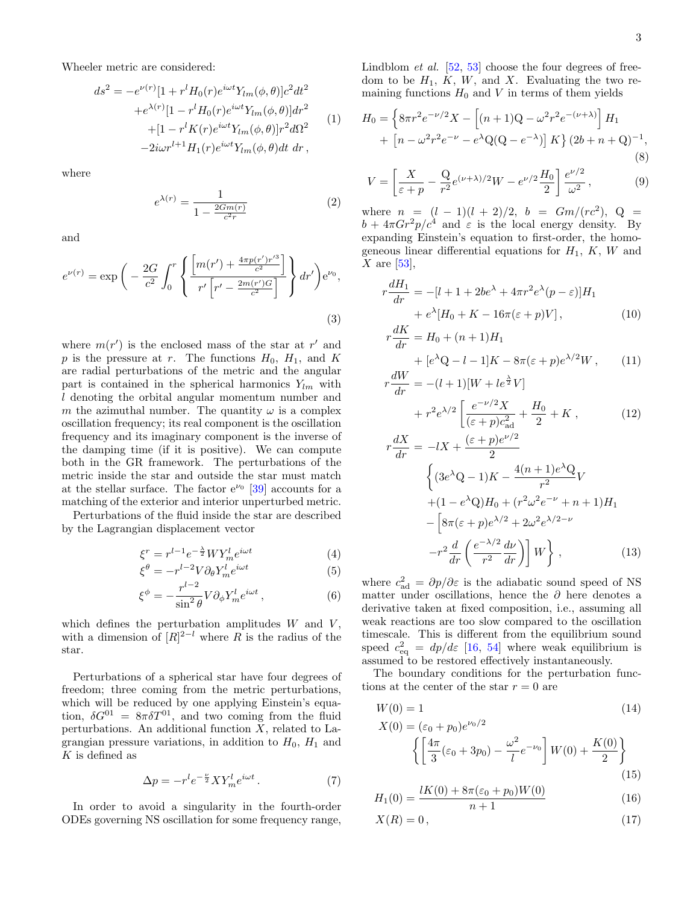Wheeler metric are considered:

$$
\begin{aligned}
ds^2 = & -e^{\nu(r)}[1+r^l H_0(r)e^{i\omega t}Y_{lm}(\phi,\theta)]c^2dt^2 \\
& +e^{\lambda(r)}[1-r^l H_0(r)e^{i\omega t}Y_{lm}(\phi,\theta)]dr^2 \\
& +[1-r^l K(r)e^{i\omega t}Y_{lm}(\phi,\theta)]r^2d\Omega^2 \\
& -2i\omega r^{l+1}H_1(r)e^{i\omega t}Y_{lm}(\phi,\theta)dt\, dr\,,
\end{aligned} \tag{1}
$$

where

$$
e^{\lambda(r)} = \frac{1}{1-\frac{2Gm(r)}{c^2 r}} \tag{2}
$$

and

$$
e^{\nu(r)} = \exp\Bigg(-\frac{2G}{c^2}\int_0^r \left\{\frac{\left[m(r')+\frac{4\pi p(r')r'^3}{c^2}\right]}{r'\left[r'-\frac{2m(r')G}{c^2}\right]}\right\}dr'\Bigg)\mathrm{e}^{\nu_0}, \tag{3}
$$

where $m(r')$ is the enclosed mass of the star at $r'$ and $p$ is the pressure at $r$. The functions $H_0$, $H_1$, and $K$ are radial perturbations of the metric and the angular part is contained in the spherical harmonics $Y_{lm}$ with $l$ denoting the orbital angular momentum number and $m$ the azimuthal number. The quantity $\omega$ is a complex oscillation frequency; its real component is the oscillation frequency and its imaginary component is the inverse of the damping time (if it is positive). We can compute both in the GR framework. The perturbations of the metric inside the star and outside the star must match at the stellar surface. The factor $\mathrm{e}^{\nu_0}$ [39] accounts for a matching of the exterior and interior unperturbed metric.

Perturbations of the fluid inside the star are described by the Lagrangian displacement vector

$$
\xi^r = r^{l-1}e^{-\frac{\lambda}{2}}WY^l_m e^{i\omega t} \tag{4}
$$

$$
\xi^\theta = -r^{l-2}V\partial_\theta Y^l_m e^{i\omega t} \tag{5}
$$

$$
\xi^\phi = -\frac{r^{l-2}}{\sin^2\theta}V\partial_\phi Y^l_m e^{i\omega t}\,, \tag{6}
$$

which defines the perturbation amplitudes $W$ and $V$, with a dimension of $[R]^{2-l}$ where $R$ is the radius of the star.

Perturbations of a spherical star have four degrees of freedom; three coming from the metric perturbations, which will be reduced by one applying Einstein's equation, $\delta G^{01} = 8\pi\delta T^{01}$, and two coming from the fluid perturbations. An additional function $X$, related to Lagrangian pressure variations, in addition to $H_0$, $H_1$ and $K$ is defined as

$$
\Delta p = -r^l e^{-\frac{\nu}{2}}XY^l_m e^{i\omega t}\,. \tag{7}
$$

In order to avoid a singularity in the fourth-order ODEs governing NS oscillation for some frequency range, Lindblom *et al.* [52, 53] choose the four degrees of freedom to be $H_1$, $K$, $W$, and $X$. Evaluating the two remaining functions $H_0$ and $V$ in terms of them yields

$$
\begin{aligned}
H_0 = & \Big\{8\pi r^2 e^{-\nu/2}X - \Big[(n+1)\mathrm{Q} - \omega^2 r^2 e^{-(\nu+\lambda)}\Big]H_1 \\
& + \left[n - \omega^2 r^2 e^{-\nu} - e^{\lambda}\mathrm{Q}(\mathrm{Q}-e^{-\lambda})\right]K\Big\}(2b+n+\mathrm{Q})^{-1},
\end{aligned} \tag{8}
$$

$$
V = \left[\frac{X}{\varepsilon+p} - \frac{\mathrm{Q}}{r^2}e^{(\nu+\lambda)/2}W - e^{\nu/2}\frac{H_0}{2}\right]\frac{e^{\nu/2}}{\omega^2}\,, \tag{9}
$$

where $n = (l-1)(l+2)/2$, $b = Gm/(rc^2)$, $\mathrm{Q} = b + 4\pi Gr^2p/c^4$ and $\varepsilon$ is the local energy density. By expanding Einstein's equation to first-order, the homogeneous linear differential equations for $H_1$, $K$, $W$ and $X$ are [53],

$$
\begin{aligned}
r\frac{dH_1}{dr} = & -[l+1+2be^{\lambda}+4\pi r^2 e^{\lambda}(p-\varepsilon)]H_1 \\
& + e^{\lambda}[H_0 + K - 16\pi(\varepsilon+p)V]\,,
\end{aligned} \tag{10}
$$

$$
\begin{aligned}
r\frac{dK}{dr} = & H_0 + (n+1)H_1 \\
& + [e^{\lambda}\mathrm{Q} - l - 1]K - 8\pi(\varepsilon+p)e^{\lambda/2}W\,,
\end{aligned} \tag{11}
$$

$$
\begin{aligned}
r\frac{dW}{dr} = & -(l+1)[W + le^{\frac{\lambda}{2}}V] \\
& + r^2 e^{\lambda/2}\left[\frac{e^{-\nu/2}X}{(\varepsilon+p)c^2_{\mathrm{ad}}} + \frac{H_0}{2} + K\right.,
\end{aligned} \tag{12}
$$

$$
\begin{aligned}
r\frac{dX}{dr} = & -lX + \frac{(\varepsilon+p)e^{\nu/2}}{2} \\
& \Bigg\{(3e^{\lambda}\mathrm{Q}-1)K - \frac{4(n+1)e^{\lambda}\mathrm{Q}}{r^2}V \\
& +(1-e^{\lambda}\mathrm{Q})H_0 + (r^2\omega^2 e^{-\nu}+n+1)H_1 \\
& -\Big[8\pi(\varepsilon+p)e^{\lambda/2} + 2\omega^2 e^{\lambda/2-\nu} \\
& -r^2\frac{d}{dr}\left(\frac{e^{-\lambda/2}}{r^2}\frac{d\nu}{dr}\right)\Big]W\Bigg\}\,,
\end{aligned} \tag{13}
$$

where $c^2_{\mathrm{ad}} = \partial p/\partial\varepsilon$ is the adiabatic sound speed of NS matter under oscillations, hence the $\partial$ here denotes a derivative taken at fixed composition, i.e., assuming all weak reactions are too slow compared to the oscillation timescale. This is different from the equilibrium sound speed $c^2_{\mathrm{eq}} = dp/d\varepsilon$ [16, 54] where weak equilibrium is assumed to be restored effectively instantaneously.

The boundary conditions for the perturbation functions at the center of the star $r=0$ are

$$
W(0) = 1 \tag{14}
$$

$$
\begin{aligned}
X(0) = & (\varepsilon_0 + p_0)e^{\nu_0/2} \\
& \left\{\left[\frac{4\pi}{3}(\varepsilon_0 + 3p_0) - \frac{\omega^2}{l}e^{-\nu_0}\right]W(0) + \frac{K(0)}{2}\right\}
\end{aligned} \tag{15}
$$

$$
H_1(0) = \frac{lK(0) + 8\pi(\varepsilon_0 + p_0)W(0)}{n+1} \tag{16}
$$

$$
X(R) = 0\,, \tag{17}
$$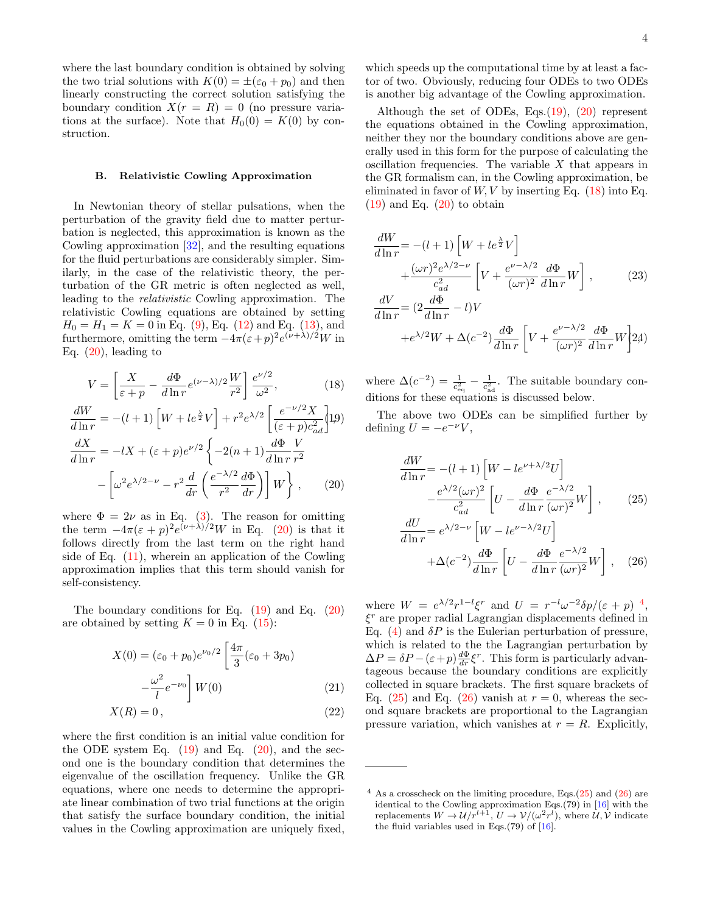where the last boundary condition is obtained by solving the two trial solutions with $K(0) = \pm(\varepsilon_0 + p_0)$ and then linearly constructing the correct solution satisfying the boundary condition $X(r = R) = 0$ (no pressure variations at the surface). Note that $H_0(0) = K(0)$ by construction.

### B. Relativistic Cowling Approximation

In Newtonian theory of stellar pulsations, when the perturbation of the gravity field due to matter perturbation is neglected, this approximation is known as the Cowling approximation [32], and the resulting equations for the fluid perturbations are considerably simpler. Similarly, in the case of the relativistic theory, the perturbation of the GR metric is often neglected as well, leading to the *relativistic* Cowling approximation. The relativistic Cowling equations are obtained by setting $H_0 = H_1 = K = 0$ in Eq. (9), Eq. (12) and Eq. (13), and furthermore, omitting the term $-4\pi(\varepsilon+p)^2 e^{(\nu+\lambda)/2} W$ in Eq. (20), leading to

$$V = \left[\frac{X}{\varepsilon + p} - \frac{d\Phi}{d\ln r} e^{(\nu-\lambda)/2} \frac{W}{r^2}\right] \frac{e^{\nu/2}}{\omega^2}, \tag{18}$$

$$\frac{dW}{d\ln r} = -(l+1)\left[W + l e^{\frac{\lambda}{2}} V\right] + r^2 e^{\lambda/2}\left[\frac{e^{-\nu/2} X}{(\varepsilon+p) c_{ad}^2}\right] \tag{19}$$

$$\frac{dX}{d\ln r} = -lX + (\varepsilon + p) e^{\nu/2}\left\{-2(n+1)\frac{d\Phi}{d\ln r}\frac{V}{r^2} - \left[\omega^2 e^{\lambda/2-\nu} - r^2 \frac{d}{dr}\left(\frac{e^{-\lambda/2}}{r^2}\frac{d\Phi}{dr}\right)\right] W\right\}, \tag{20}$$

where $\Phi = 2\nu$ as in Eq. (3). The reason for omitting the term $-4\pi(\varepsilon+p)^2 e^{(\nu+\lambda)/2} W$ in Eq. (20) is that it follows directly from the last term on the right hand side of Eq. (11), wherein an application of the Cowling approximation implies that this term should vanish for self-consistency.

The boundary conditions for Eq. (19) and Eq. (20) are obtained by setting $K = 0$ in Eq. (15):

$$X(0) = (\varepsilon_0 + p_0) e^{\nu_0/2}\left[\frac{4\pi}{3}(\varepsilon_0 + 3p_0) - \frac{\omega^2}{l} e^{-\nu_0}\right] W(0) \tag{21}$$

$$X(R) = 0\,, \tag{22}$$

where the first condition is an initial value condition for the ODE system Eq. (19) and Eq. (20), and the second one is the boundary condition that determines the eigenvalue of the oscillation frequency. Unlike the GR equations, where one needs to determine the appropriate linear combination of two trial functions at the origin that satisfy the surface boundary condition, the initial values in the Cowling approximation are uniquely fixed, which speeds up the computational time by at least a factor of two. Obviously, reducing four ODEs to two ODEs is another big advantage of the Cowling approximation.

Although the set of ODEs, Eqs.(19), (20) represent the equations obtained in the Cowling approximation, neither they nor the boundary conditions above are generally used in this form for the purpose of calculating the oscillation frequencies. The variable $X$ that appears in the GR formalism can, in the Cowling approximation, be eliminated in favor of $W, V$ by inserting Eq. (18) into Eq. (19) and Eq. (20) to obtain

$$\frac{dW}{d\ln r} = -(l+1)\left[W + l e^{\frac{\lambda}{2}} V\right] + \frac{(\omega r)^2 e^{\lambda/2-\nu}}{c_{ad}^2}\left[V + \frac{e^{\nu-\lambda/2}}{(\omega r)^2}\frac{d\Phi}{d\ln r} W\right], \tag{23}$$

$$\frac{dV}{d\ln r} = \left(2\frac{d\Phi}{d\ln r} - l\right)V + e^{\lambda/2} W + \Delta(c^{-2})\frac{d\Phi}{d\ln r}\left[V + \frac{e^{\nu-\lambda/2}}{(\omega r)^2}\frac{d\Phi}{d\ln r} W\right] \tag{24}$$

where $\Delta(c^{-2}) = \frac{1}{c_{eq}^2} - \frac{1}{c_{ad}^2}$. The suitable boundary conditions for these equations is discussed below.

The above two ODEs can be simplified further by defining $U = -e^{-\nu} V$,

$$\frac{dW}{d\ln r} = -(l+1)\left[W - l e^{\nu+\lambda/2} U\right] - \frac{e^{\lambda/2}(\omega r)^2}{c_{ad}^2}\left[U - \frac{d\Phi}{d\ln r}\frac{e^{-\lambda/2}}{(\omega r)^2} W\right], \tag{25}$$

$$\frac{dU}{d\ln r} = e^{\lambda/2-\nu}\left[W - l e^{\nu-\lambda/2} U\right] + \Delta(c^{-2})\frac{d\Phi}{d\ln r}\left[U - \frac{d\Phi}{d\ln r}\frac{e^{-\lambda/2}}{(\omega r)^2} W\right], \tag{26}$$

where $W = e^{\lambda/2} r^{1-l} \xi^r$ and $U = r^{-l}\omega^{-2}\delta p/(\varepsilon + p)$ [4], $\xi^r$ are proper radial Lagrangian displacements defined in Eq. (4) and $\delta P$ is the Eulerian perturbation of pressure, which is related to the the Lagrangian perturbation by $\Delta P = \delta P - (\varepsilon + p)\frac{d\Phi}{dr}\xi^r$. This form is particularly advantageous because the boundary conditions are explicitly collected in square brackets. The first square brackets of Eq. (25) and Eq. (26) vanish at $r = 0$, whereas the second square brackets are proportional to the Lagrangian pressure variation, which vanishes at $r = R$. Explicitly,

---

[4] As a crosscheck on the limiting procedure, Eqs.(25) and (26) are identical to the Cowling approximation Eqs.(79) in [16] with the replacements $W \to \mathcal{U}/r^{l+1}$, $U \to \mathcal{V}/(\omega^2 r^l)$, where $\mathcal{U}, \mathcal{V}$ indicate the fluid variables used in Eqs.(79) of [16].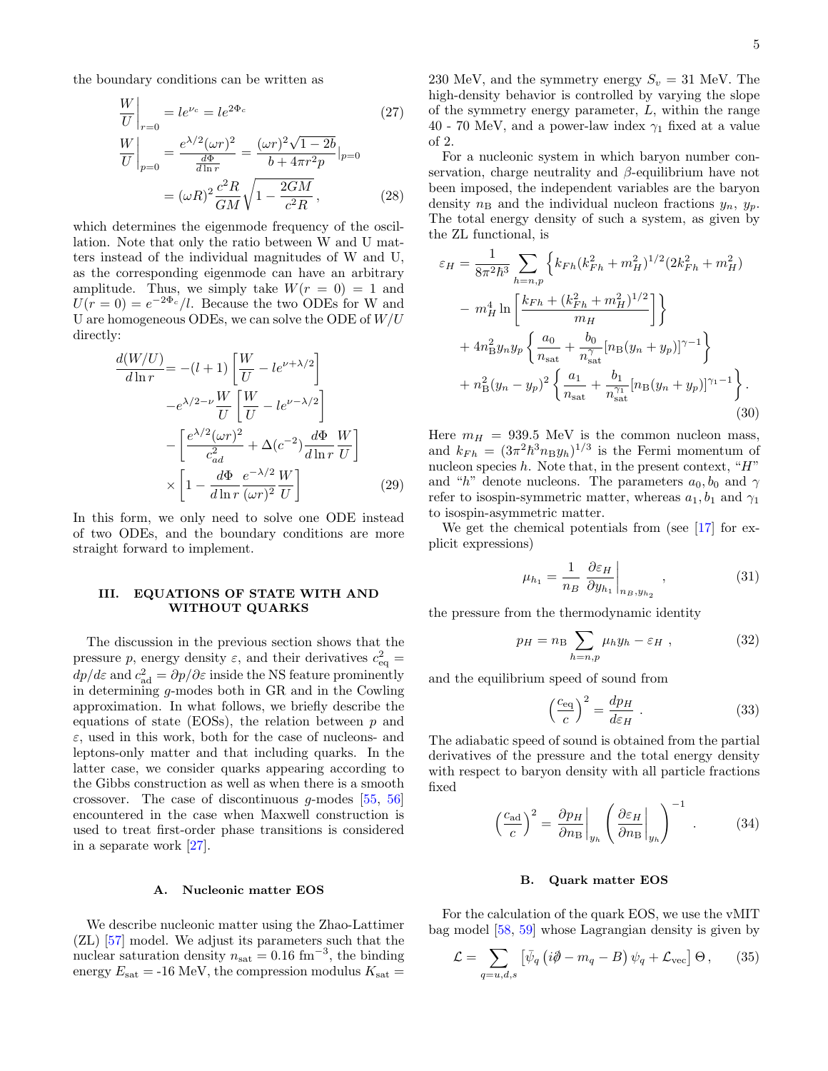the boundary conditions can be written as

$$\frac{W}{U}\bigg|_{r=0} = le^{\nu_c} = le^{2\Phi_c} \tag{27}$$

$$\frac{W}{U}\bigg|_{p=0} = \frac{e^{\lambda/2}(\omega r)^2}{\frac{d\Phi}{d\ln r}} = \frac{(\omega r)^2\sqrt{1-2b}}{b+4\pi r^2 p}\Big|_{p=0}$$
$$= (\omega R)^2 \frac{c^2 R}{GM}\sqrt{1-\frac{2GM}{c^2 R}}\,, \tag{28}$$

which determines the eigenmode frequency of the oscillation. Note that only the ratio between W and U matters instead of the individual magnitudes of W and U, as the corresponding eigenmode can have an arbitrary amplitude. Thus, we simply take $W(r=0)=1$ and $U(r=0)=e^{-2\Phi_c}/l$. Because the two ODEs for W and U are homogeneous ODEs, we can solve the ODE of $W/U$ directly:

$$\begin{aligned}\frac{d(W/U)}{d\ln r} =& -(l+1)\left[\frac{W}{U} - le^{\nu+\lambda/2}\right] \\ &- e^{\lambda/2-\nu}\frac{W}{U}\left[\frac{W}{U} - le^{\nu-\lambda/2}\right] \\ &- \left[\frac{e^{\lambda/2}(\omega r)^2}{c_{ad}^2} + \Delta(c^{-2})\frac{d\Phi}{d\ln r}\frac{W}{U}\right] \\ &\times\left[1 - \frac{d\Phi}{d\ln r}\frac{e^{-\lambda/2}}{(\omega r)^2}\frac{W}{U}\right]\end{aligned} \tag{29}$$

In this form, we only need to solve one ODE instead of two ODEs, and the boundary conditions are more straight forward to implement.

## III. EQUATIONS OF STATE WITH AND WITHOUT QUARKS

The discussion in the previous section shows that the pressure $p$, energy density $\varepsilon$, and their derivatives $c_{\rm eq}^2 = dp/d\varepsilon$ and $c_{\rm ad}^2 = \partial p/\partial\varepsilon$ inside the NS feature prominently in determining $g$-modes both in GR and in the Cowling approximation. In what follows, we briefly describe the equations of state (EOSs), the relation between $p$ and $\varepsilon$, used in this work, both for the case of nucleons- and leptons-only matter and that including quarks. In the latter case, we consider quarks appearing according to the Gibbs construction as well as when there is a smooth crossover. The case of discontinuous $g$-modes [55, 56] encountered in the case when Maxwell construction is used to treat first-order phase transitions is considered in a separate work [27].

### A. Nucleonic matter EOS

We describe nucleonic matter using the Zhao-Lattimer (ZL) [57] model. We adjust its parameters such that the nuclear saturation density $n_{\rm sat} = 0.16$ fm$^{-3}$, the binding energy $E_{\rm sat}$ = -16 MeV, the compression modulus $K_{\rm sat}$ = 230 MeV, and the symmetry energy $S_v$ = 31 MeV. The high-density behavior is controlled by varying the slope of the symmetry energy parameter, $L$, within the range 40 - 70 MeV, and a power-law index $\gamma_1$ fixed at a value of 2.

For a nucleonic system in which baryon number conservation, charge neutrality and $\beta$-equilibrium have not been imposed, the independent variables are the baryon density $n_{\rm B}$ and the individual nucleon fractions $y_n$, $y_p$. The total energy density of such a system, as given by the ZL functional, is

$$\begin{aligned}\varepsilon_H =& \frac{1}{8\pi^2\hbar^3}\sum_{h=n,p}\Big\{k_{Fh}(k_{Fh}^2+m_H^2)^{1/2}(2k_{Fh}^2+m_H^2) \\ &- m_H^4\ln\left[\frac{k_{Fh}+(k_{Fh}^2+m_H^2)^{1/2}}{m_H}\right]\Big\} \\ &+ 4n_{\rm B}^2 y_n y_p\left\{\frac{a_0}{n_{\rm sat}} + \frac{b_0}{n_{\rm sat}^{\gamma}}[n_{\rm B}(y_n+y_p)]^{\gamma-1}\right\} \\ &+ n_{\rm B}^2(y_n-y_p)^2\left\{\frac{a_1}{n_{\rm sat}} + \frac{b_1}{n_{\rm sat}^{\gamma_1}}[n_{\rm B}(y_n+y_p)]^{\gamma_1-1}\right\}.\end{aligned} \tag{30}$$

Here $m_H$ = 939.5 MeV is the common nucleon mass, and $k_{Fh} = (3\pi^2\hbar^3 n_{\rm B} y_h)^{1/3}$ is the Fermi momentum of nucleon species $h$. Note that, in the present context, "$H$" and "$h$" denote nucleons. The parameters $a_0, b_0$ and $\gamma$ refer to isospin-symmetric matter, whereas $a_1, b_1$ and $\gamma_1$ to isospin-asymmetric matter.

We get the chemical potentials from (see [17] for explicit expressions)

$$\mu_{h_1} = \frac{1}{n_B}\left.\frac{\partial\varepsilon_H}{\partial y_{h_1}}\right|_{n_B, y_{h_2}}\,, \tag{31}$$

the pressure from the thermodynamic identity

$$p_H = n_{\rm B}\sum_{h=n,p}\mu_h y_h - \varepsilon_H\,, \tag{32}$$

and the equilibrium speed of sound from

$$\left(\frac{c_{\rm eq}}{c}\right)^2 = \frac{dp_H}{d\varepsilon_H}\,. \tag{33}$$

The adiabatic speed of sound is obtained from the partial derivatives of the pressure and the total energy density with respect to baryon density with all particle fractions fixed

$$\left(\frac{c_{\rm ad}}{c}\right)^2 = \left.\frac{\partial p_H}{\partial n_{\rm B}}\right|_{y_h}\left(\left.\frac{\partial\varepsilon_H}{\partial n_{\rm B}}\right|_{y_h}\right)^{-1}\,. \tag{34}$$

### B. Quark matter EOS

For the calculation of the quark EOS, we use the vMIT bag model [58, 59] whose Lagrangian density is given by

$$\mathcal{L} = \sum_{q=u,d,s}\left[\bar\psi_q\left(i\partial\!\!\!/ - m_q - B\right)\psi_q + \mathcal{L}_{\rm vec}\right]\Theta\,, \tag{35}$$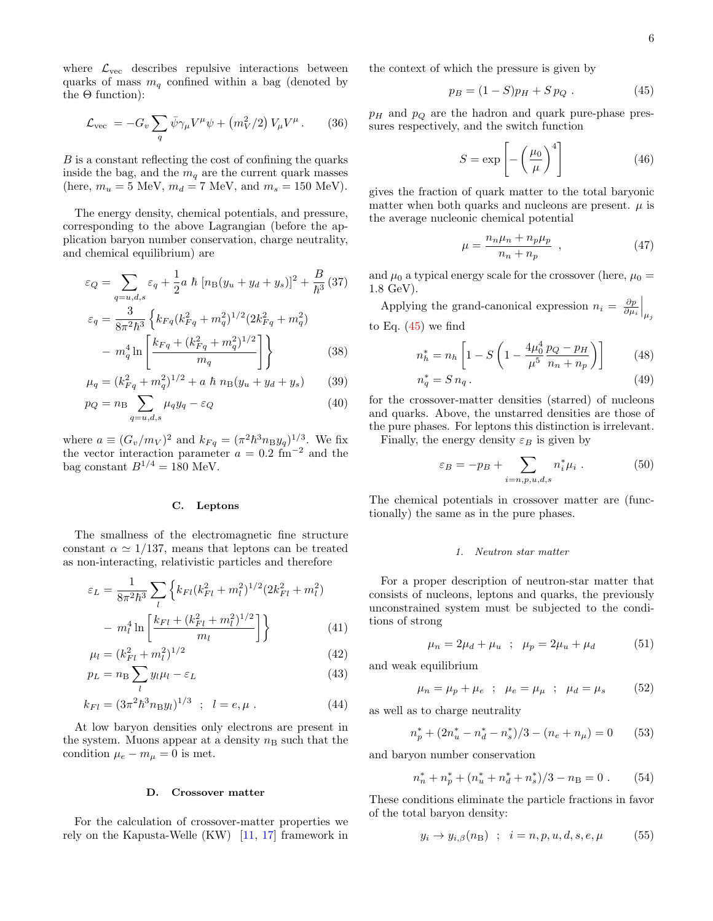where $\mathcal{L}_{\rm vec}$ describes repulsive interactions between quarks of mass $m_q$ confined within a bag (denoted by the $\Theta$ function):

$$\mathcal{L}_{\rm vec} = -G_v \sum_q \bar{\psi}\gamma_\mu V^\mu \psi + \left(m_V^2/2\right) V_\mu V^\mu \,. \tag{36}$$

$B$ is a constant reflecting the cost of confining the quarks inside the bag, and the $m_q$ are the current quark masses (here, $m_u = 5$ MeV, $m_d = 7$ MeV, and $m_s = 150$ MeV).

The energy density, chemical potentials, and pressure, corresponding to the above Lagrangian (before the application baryon number conservation, charge neutrality, and chemical equilibrium) are

$$\varepsilon_Q = \sum_{q=u,d,s} \varepsilon_q + \frac{1}{2} a\, \hbar\, [n_{\rm B}(y_u + y_d + y_s)]^2 + \frac{B}{\hbar^3} \tag{37}$$

$$\varepsilon_q = \frac{3}{8\pi^2\hbar^3} \Big\{ k_{Fq}(k_{Fq}^2 + m_q^2)^{1/2}(2k_{Fq}^2 + m_q^2) - m_q^4 \ln\left[\frac{k_{Fq} + (k_{Fq}^2 + m_q^2)^{1/2}}{m_q}\right] \Big\} \tag{38}$$

$$\mu_q = (k_{Fq}^2 + m_q^2)^{1/2} + a\, \hbar\, n_{\rm B}(y_u + y_d + y_s) \tag{39}$$

$$p_Q = n_{\rm B} \sum_{q=u,d,s} \mu_q y_q - \varepsilon_Q \tag{40}$$

where $a \equiv (G_v/m_V)^2$ and $k_{Fq} = (\pi^2\hbar^3 n_{\rm B} y_q)^{1/3}$. We fix the vector interaction parameter $a = 0.2$ fm$^{-2}$ and the bag constant $B^{1/4} = 180$ MeV.

### C. Leptons

The smallness of the electromagnetic fine structure constant $\alpha \simeq 1/137$, means that leptons can be treated as non-interacting, relativistic particles and therefore

$$\varepsilon_L = \frac{1}{8\pi^2\hbar^3} \sum_l \Big\{ k_{Fl}(k_{Fl}^2 + m_l^2)^{1/2}(2k_{Fl}^2 + m_l^2) - m_l^4 \ln\left[\frac{k_{Fl} + (k_{Fl}^2 + m_l^2)^{1/2}}{m_l}\right] \Big\} \tag{41}$$

$$\mu_l = (k_{Fl}^2 + m_l^2)^{1/2} \tag{42}$$

$$p_L = n_{\rm B} \sum_l y_l \mu_l - \varepsilon_L \tag{43}$$

$$k_{Fl} = (3\pi^2\hbar^3 n_{\rm B} y_l)^{1/3} \;\; ; \;\; l = e, \mu \,. \tag{44}$$

At low baryon densities only electrons are present in the system. Muons appear at a density $n_{\rm B}$ such that the condition $\mu_e - m_\mu = 0$ is met.

### D. Crossover matter

For the calculation of crossover-matter properties we rely on the Kapusta-Welle (KW) [11, 17] framework in the context of which the pressure is given by

$$p_B = (1 - S)p_H + S\, p_Q \,. \tag{45}$$

$p_H$ and $p_Q$ are the hadron and quark pure-phase pressures respectively, and the switch function

$$S = \exp\left[-\left(\frac{\mu_0}{\mu}\right)^4\right] \tag{46}$$

gives the fraction of quark matter to the total baryonic matter when both quarks and nucleons are present. $\mu$ is the average nucleonic chemical potential

$$\mu = \frac{n_n \mu_n + n_p \mu_p}{n_n + n_p} \;, \tag{47}$$

and $\mu_0$ a typical energy scale for the crossover (here, $\mu_0 = 1.8$ GeV).

Applying the grand-canonical expression $n_i = \left.\frac{\partial p}{\partial \mu_i}\right|_{\mu_j}$ to Eq. (45) we find

$$n_h^* = n_h \left[1 - S\left(1 - \frac{4\mu_0^4}{\mu^5}\frac{p_Q - p_H}{n_n + n_p}\right)\right] \tag{48}$$

$$n_q^* = S\, n_q \,. \tag{49}$$

for the crossover-matter densities (starred) of nucleons and quarks. Above, the unstarred densities are those of the pure phases. For leptons this distinction is irrelevant.

Finally, the energy density $\varepsilon_B$ is given by

$$\varepsilon_B = -p_B + \sum_{i=n,p,u,d,s} n_i^* \mu_i \,. \tag{50}$$

The chemical potentials in crossover matter are (functionally) the same as in the pure phases.

#### 1. Neutron star matter

For a proper description of neutron-star matter that consists of nucleons, leptons and quarks, the previously unconstrained system must be subjected to the conditions of strong

$$\mu_n = 2\mu_d + \mu_u \;\; ; \;\; \mu_p = 2\mu_u + \mu_d \tag{51}$$

and weak equilibrium

$$\mu_n = \mu_p + \mu_e \;\; ; \;\; \mu_e = \mu_\mu \;\; ; \;\; \mu_d = \mu_s \tag{52}$$

as well as to charge neutrality

$$n_p^* + (2n_u^* - n_d^* - n_s^*)/3 - (n_e + n_\mu) = 0 \tag{53}$$

and baryon number conservation

$$n_n^* + n_p^* + (n_u^* + n_d^* + n_s^*)/3 - n_{\rm B} = 0 \,. \tag{54}$$

These conditions eliminate the particle fractions in favor of the total baryon density:

$$y_i \to y_{i,\beta}(n_{\rm B}) \;\; ; \;\; i = n, p, u, d, s, e, \mu \tag{55}$$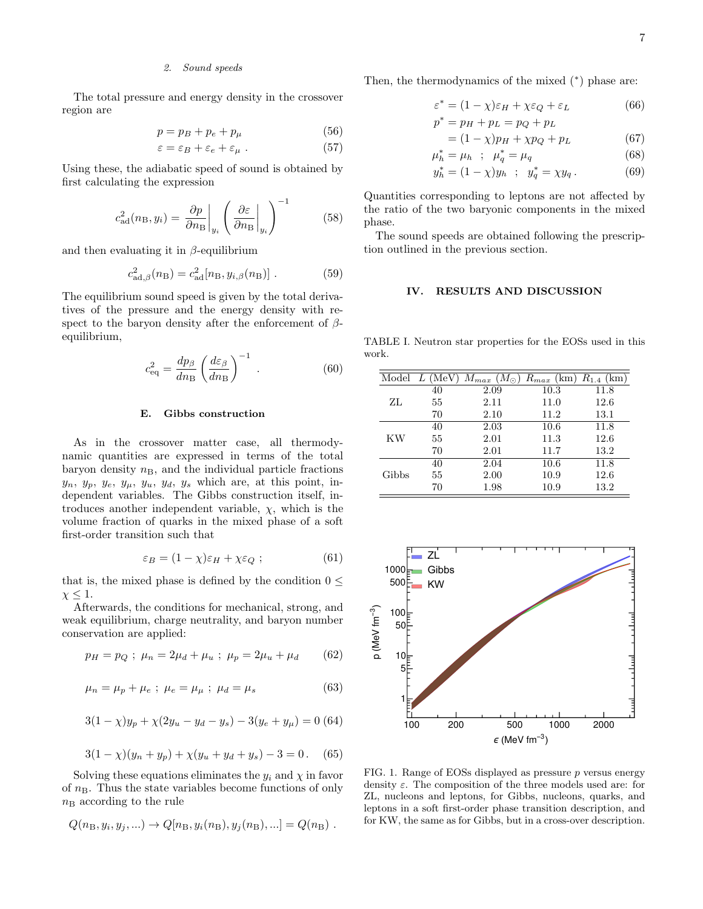### 2. Sound speeds

The total pressure and energy density in the crossover region are

$$p = p_B + p_e + p_\mu \tag{56}$$

$$\varepsilon = \varepsilon_B + \varepsilon_e + \varepsilon_\mu \; . \tag{57}$$

Using these, the adiabatic speed of sound is obtained by first calculating the expression

$$c^2_{\rm ad}(n_{\rm B}, y_i) = \frac{\partial p}{\partial n_{\rm B}}\bigg|_{y_i} \left( \frac{\partial \varepsilon}{\partial n_{\rm B}}\bigg|_{y_i} \right)^{-1} \tag{58}$$

and then evaluating it in $\beta$-equilibrium

$$c^2_{{\rm ad},\beta}(n_{\rm B}) = c^2_{\rm ad}[n_{\rm B}, y_{i,\beta}(n_{\rm B})] \; . \tag{59}$$

The equilibrium sound speed is given by the total derivatives of the pressure and the energy density with respect to the baryon density after the enforcement of $\beta$-equilibrium,

$$c^2_{\rm eq} = \frac{dp_\beta}{dn_{\rm B}} \left( \frac{d\varepsilon_\beta}{dn_{\rm B}} \right)^{-1} \; . \tag{60}$$

### E. Gibbs construction

As in the crossover matter case, all thermodynamic quantities are expressed in terms of the total baryon density $n_{\rm B}$, and the individual particle fractions $y_n$, $y_p$, $y_e$, $y_\mu$, $y_u$, $y_d$, $y_s$ which are, at this point, independent variables. The Gibbs construction itself, introduces another independent variable, $\chi$, which is the volume fraction of quarks in the mixed phase of a soft first-order transition such that

$$\varepsilon_B = (1-\chi)\varepsilon_H + \chi\varepsilon_Q \; ; \tag{61}$$

that is, the mixed phase is defined by the condition $0 \leq \chi \leq 1$.

Afterwards, the conditions for mechanical, strong, and weak equilibrium, charge neutrality, and baryon number conservation are applied:

$$p_H = p_Q \; ; \; \mu_n = 2\mu_d + \mu_u \; ; \; \mu_p = 2\mu_u + \mu_d \tag{62}$$

$$\mu_n = \mu_p + \mu_e \; ; \; \mu_e = \mu_\mu \; ; \; \mu_d = \mu_s \tag{63}$$

$$3(1-\chi)y_p + \chi(2y_u - y_d - y_s) - 3(y_e + y_\mu) = 0 \tag{64}$$

$$3(1-\chi)(y_n + y_p) + \chi(y_u + y_d + y_s) - 3 = 0 \, . \tag{65}$$

Solving these equations eliminates the $y_i$ and $\chi$ in favor of $n_{\rm B}$. Thus the state variables become functions of only $n_{\rm B}$ according to the rule

$$Q(n_{\rm B}, y_i, y_j, ...) \to Q[n_{\rm B}, y_i(n_{\rm B}), y_j(n_{\rm B}), ...] = Q(n_{\rm B}) \; .$$

Then, the thermodynamics of the mixed ($^*$) phase are:

$$\varepsilon^* = (1-\chi)\varepsilon_H + \chi\varepsilon_Q + \varepsilon_L \tag{66}$$

$$\begin{aligned} p^* &= p_H + p_L = p_Q + p_L \\ &= (1-\chi)p_H + \chi p_Q + p_L \end{aligned} \tag{67}$$

$$\mu^*_h = \mu_h \;\; ; \;\; \mu^*_q = \mu_q \tag{68}$$

$$y^*_h = (1-\chi)y_h \;\; ; \;\; y^*_q = \chi y_q \, . \tag{69}$$

Quantities corresponding to leptons are not affected by the ratio of the two baryonic components in the mixed phase.

The sound speeds are obtained following the prescription outlined in the previous section.

## IV. RESULTS AND DISCUSSION

TABLE I. Neutron star properties for the EOSs used in this work.

| Model | $L$ (MeV) | $M_{max}$ ($M_\odot$) | $R_{max}$ (km) | $R_{1.4}$ (km) |
|---|---|---|---|---|
| ZL | 40 | 2.09 | 10.3 | 11.8 |
| | 55 | 2.11 | 11.0 | 12.6 |
| | 70 | 2.10 | 11.2 | 13.1 |
| KW | 40 | 2.03 | 10.6 | 11.8 |
| | 55 | 2.01 | 11.3 | 12.6 |
| | 70 | 2.01 | 11.7 | 13.2 |
| Gibbs | 40 | 2.04 | 10.6 | 11.8 |
| | 55 | 2.00 | 10.9 | 12.6 |
| | 70 | 1.98 | 10.9 | 13.2 |

FIG. 1. Range of EOSs displayed as pressure $p$ versus energy density $\varepsilon$. The composition of the three models used are: for ZL, nucleons and leptons, for Gibbs, nucleons, quarks, and leptons in a soft first-order phase transition description, and for KW, the same as for Gibbs, but in a cross-over description.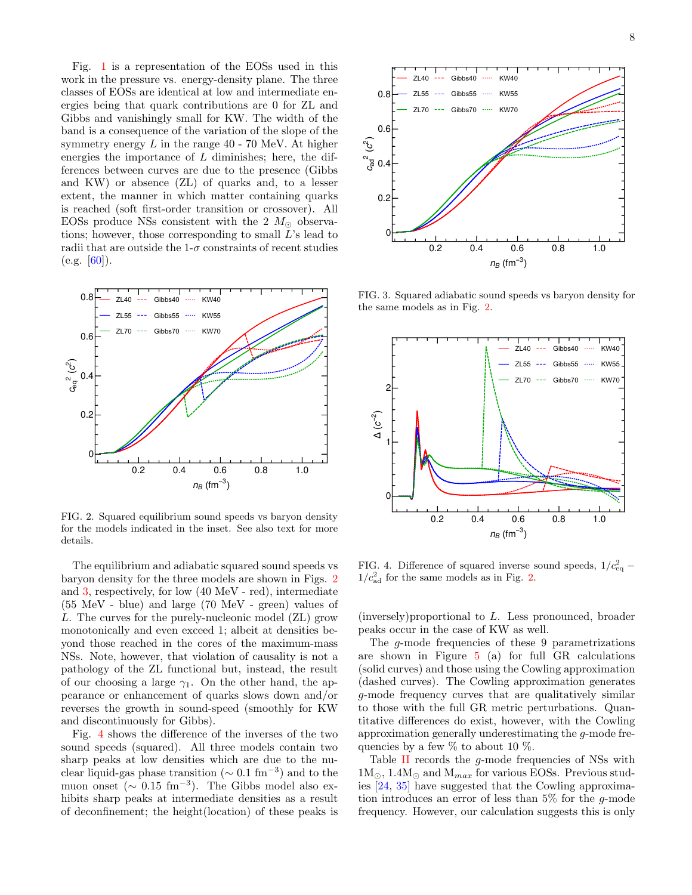Fig. 1 is a representation of the EOSs used in this work in the pressure vs. energy-density plane. The three classes of EOSs are identical at low and intermediate energies being that quark contributions are 0 for ZL and Gibbs and vanishingly small for KW. The width of the band is a consequence of the variation of the slope of the symmetry energy $L$ in the range 40 - 70 MeV. At higher energies the importance of $L$ diminishes; here, the differences between curves are due to the presence (Gibbs and KW) or absence (ZL) of quarks and, to a lesser extent, the manner in which matter containing quarks is reached (soft first-order transition or crossover). All EOSs produce NSs consistent with the 2 $M_\odot$ observations; however, those corresponding to small $L$'s lead to radii that are outside the 1-$\sigma$ constraints of recent studies (e.g. [60]).

FIG. 2. Squared equilibrium sound speeds vs baryon density for the models indicated in the inset. See also text for more details.

The equilibrium and adiabatic squared sound speeds vs baryon density for the three models are shown in Figs. 2 and 3, respectively, for low (40 MeV - red), intermediate (55 MeV - blue) and large (70 MeV - green) values of $L$. The curves for the purely-nucleonic model (ZL) grow monotonically and even exceed 1; albeit at densities beyond those reached in the cores of the maximum-mass NSs. Note, however, that violation of causality is not a pathology of the ZL functional but, instead, the result of our choosing a large $\gamma_1$. On the other hand, the appearance or enhancement of quarks slows down and/or reverses the growth in sound-speed (smoothly for KW and discontinuously for Gibbs).

Fig. 4 shows the difference of the inverses of the two sound speeds (squared). All three models contain two sharp peaks at low densities which are due to the nuclear liquid-gas phase transition ($\sim 0.1$ fm$^{-3}$) and to the muon onset ($\sim 0.15$ fm$^{-3}$). The Gibbs model also exhibits sharp peaks at intermediate densities as a result of deconfinement; the height(location) of these peaks is

FIG. 3. Squared adiabatic sound speeds vs baryon density for the same models as in Fig. 2.

FIG. 4. Difference of squared inverse sound speeds, $1/c_{\rm eq}^2 - 1/c_{\rm ad}^2$ for the same models as in Fig. 2.

(inversely)proportional to $L$. Less pronounced, broader peaks occur in the case of KW as well.

The $g$-mode frequencies of these 9 parametrizations are shown in Figure 5 (a) for full GR calculations (solid curves) and those using the Cowling approximation (dashed curves). The Cowling approximation generates $g$-mode frequency curves that are qualitatively similar to those with the full GR metric perturbations. Quantitative differences do exist, however, with the Cowling approximation generally underestimating the $g$-mode frequencies by a few % to about 10 %.

Table II records the $g$-mode frequencies of NSs with 1M$_\odot$, 1.4M$_\odot$ and M$_{max}$ for various EOSs. Previous studies [24, 35] have suggested that the Cowling approximation introduces an error of less than 5% for the $g$-mode frequency. However, our calculation suggests this is only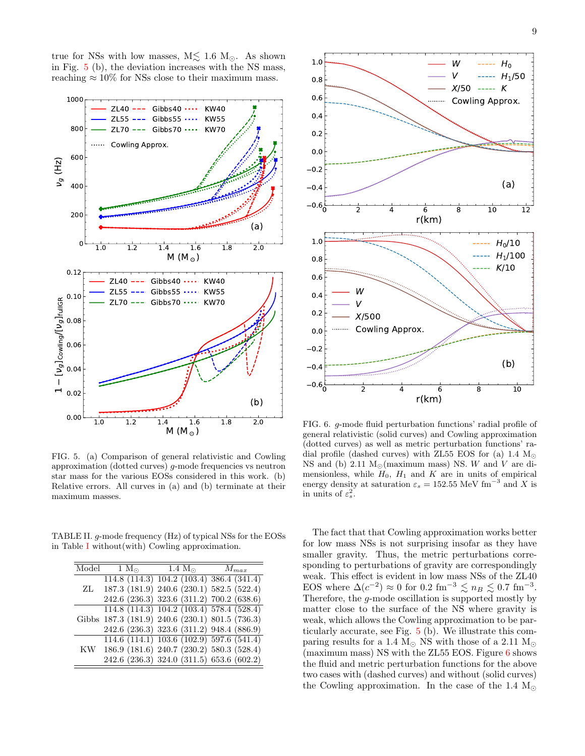true for NSs with low masses, M$\lesssim$ 1.6 M$_\odot$. As shown in Fig. 5 (b), the deviation increases with the NS mass, reaching $\approx$ 10% for NSs close to their maximum mass.

FIG. 5. (a) Comparison of general relativistic and Cowling approximation (dotted curves) $g$-mode frequencies vs neutron star mass for the various EOSs considered in this work. (b) Relative errors. All curves in (a) and (b) terminate at their maximum masses.

TABLE II. $g$-mode frequency (Hz) of typical NSs for the EOSs in Table I without(with) Cowling approximation.

| Model | 1 M$_\odot$ | 1.4 M$_\odot$ | $M_{max}$ |
|---|---|---|---|
| ZL | 114.8 (114.3) | 104.2 (103.4) | 386.4 (341.4) |
| | 187.3 (181.9) | 240.6 (230.1) | 582.5 (522.4) |
| | 242.6 (236.3) | 323.6 (311.2) | 700.2 (638.6) |
| Gibbs | 114.8 (114.3) | 104.2 (103.4) | 578.4 (528.4) |
| | 187.3 (181.9) | 240.6 (230.1) | 801.5 (736.3) |
| | 242.6 (236.3) | 323.6 (311.2) | 948.4 (886.9) |
| KW | 114.6 (114.1) | 103.6 (102.9) | 597.6 (541.4) |
| | 186.9 (181.6) | 240.7 (230.2) | 580.3 (528.4) |
| | 242.6 (236.3) | 324.0 (311.5) | 653.6 (602.2) |

FIG. 6. $g$-mode fluid perturbation functions' radial profile of general relativistic (solid curves) and Cowling approximation (dotted curves) as well as metric perturbation functions' radial profile (dashed curves) with ZL55 EOS for (a) 1.4 M$_\odot$ NS and (b) 2.11 M$_\odot$(maximum mass) NS. $W$ and $V$ are dimensionless, while $H_0$, $H_1$ and $K$ are in units of empirical energy density at saturation $\varepsilon_s$ = 152.55 MeV fm$^{-3}$ and $X$ is in units of $\varepsilon_s^2$.

The fact that that Cowling approximation works better for low mass NSs is not surprising insofar as they have smaller gravity. Thus, the metric perturbations corresponding to perturbations of gravity are correspondingly weak. This effect is evident in low mass NSs of the ZL40 EOS where $\Delta(c^{-2}) \approx 0$ for 0.2 fm$^{-3}$ $\lesssim n_B \lesssim$ 0.7 fm$^{-3}$. Therefore, the $g$-mode oscillation is supported mostly by matter close to the surface of the NS where gravity is weak, which allows the Cowling approximation to be particularly accurate, see Fig. 5 (b). We illustrate this comparing results for a 1.4 M$_\odot$ NS with those of a 2.11 M$_\odot$ (maximum mass) NS with the ZL55 EOS. Figure 6 shows the fluid and metric perturbation functions for the above two cases with (dashed curves) and without (solid curves) the Cowling approximation. In the case of the 1.4 M$_\odot$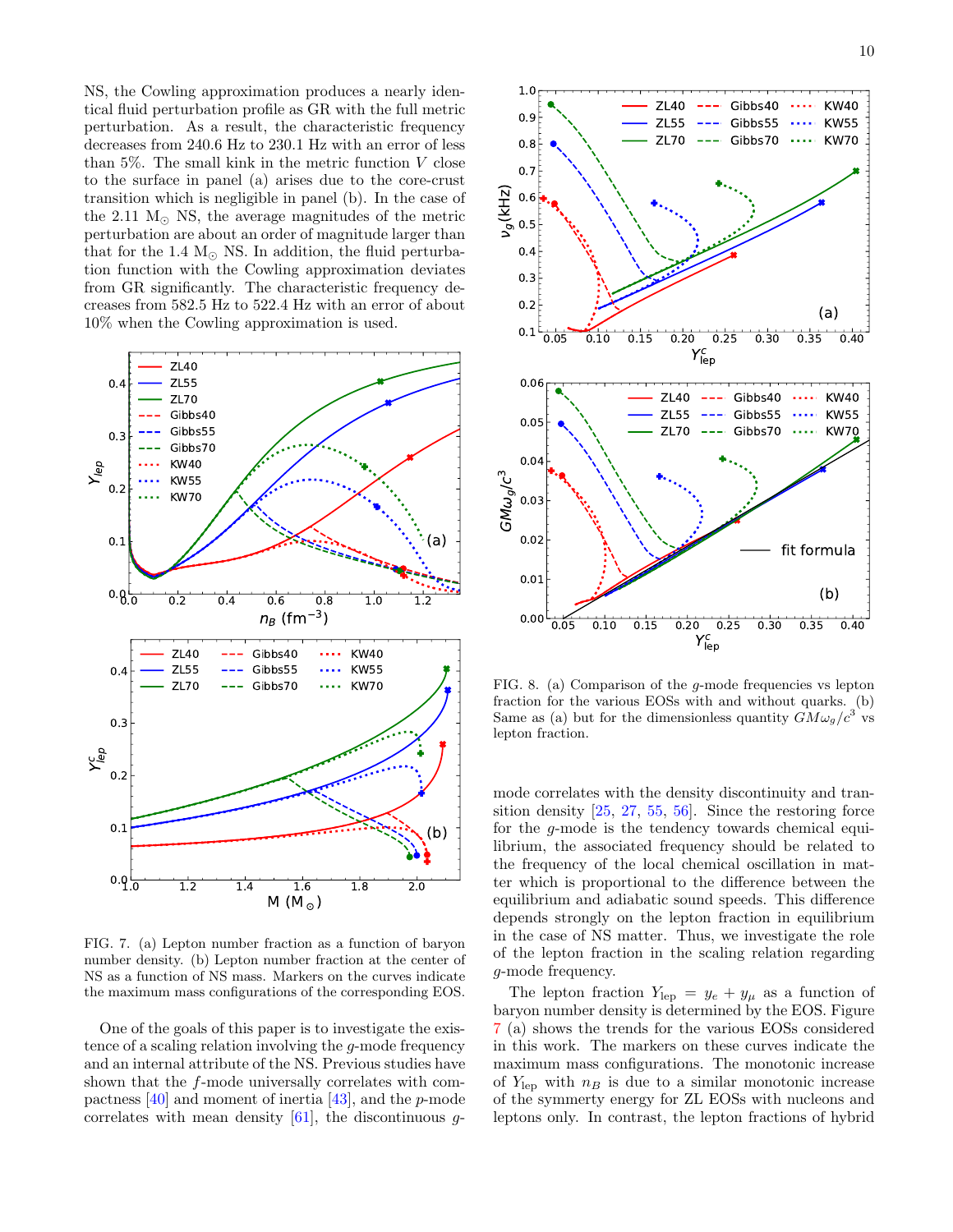NS, the Cowling approximation produces a nearly identical fluid perturbation profile as GR with the full metric perturbation. As a result, the characteristic frequency decreases from 240.6 Hz to 230.1 Hz with an error of less than 5%. The small kink in the metric function $V$ close to the surface in panel (a) arises due to the core-crust transition which is negligible in panel (b). In the case of the 2.11 $M_{\odot}$ NS, the average magnitudes of the metric perturbation are about an order of magnitude larger than that for the 1.4 $M_{\odot}$ NS. In addition, the fluid perturbation function with the Cowling approximation deviates from GR significantly. The characteristic frequency decreases from 582.5 Hz to 522.4 Hz with an error of about 10% when the Cowling approximation is used.

FIG. 7. (a) Lepton number fraction as a function of baryon number density. (b) Lepton number fraction at the center of NS as a function of NS mass. Markers on the curves indicate the maximum mass configurations of the corresponding EOS.

One of the goals of this paper is to investigate the existence of a scaling relation involving the $g$-mode frequency and an internal attribute of the NS. Previous studies have shown that the $f$-mode universally correlates with compactness [40] and moment of inertia [43], and the $p$-mode correlates with mean density [61], the discontinuous $g$-mode correlates with the density discontinuity and transition density [25, 27, 55, 56]. Since the restoring force for the $g$-mode is the tendency towards chemical equilibrium, the associated frequency should be related to the frequency of the local chemical oscillation in matter which is proportional to the difference between the equilibrium and adiabatic sound speeds. This difference depends strongly on the lepton fraction in equilibrium in the case of NS matter. Thus, we investigate the role of the lepton fraction in the scaling relation regarding $g$-mode frequency.

FIG. 8. (a) Comparison of the $g$-mode frequencies vs lepton fraction for the various EOSs with and without quarks. (b) Same as (a) but for the dimensionless quantity $GM\omega_g/c^3$ vs lepton fraction.

The lepton fraction $Y_{\rm lep} = y_e + y_\mu$ as a function of baryon number density is determined by the EOS. Figure 7 (a) shows the trends for the various EOSs considered in this work. The markers on these curves indicate the maximum mass configurations. The monotonic increase of $Y_{\rm lep}$ with $n_B$ is due to a similar monotonic increase of the symmerty energy for ZL EOSs with nucleons and leptons only. In contrast, the lepton fractions of hybrid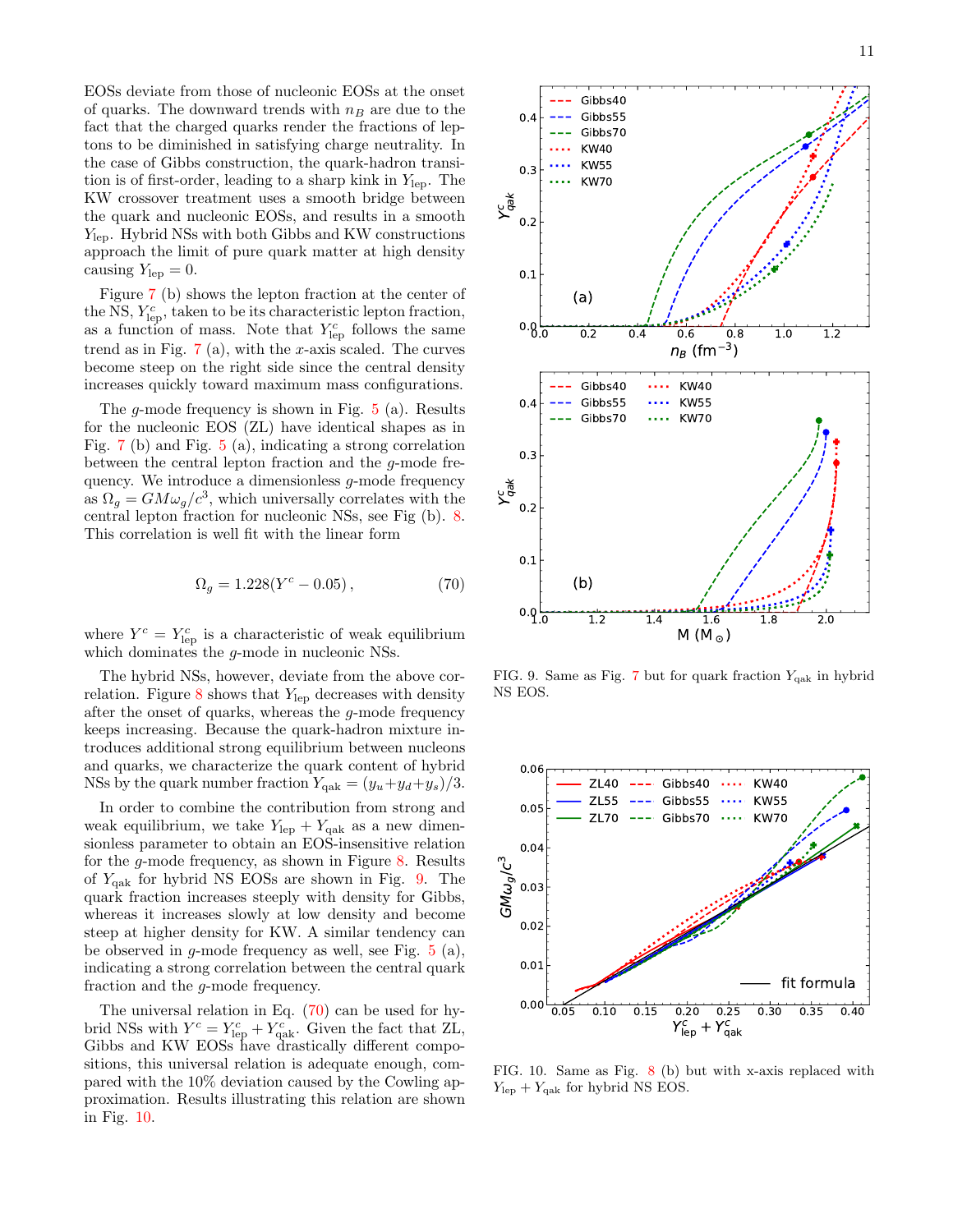EOSs deviate from those of nucleonic EOSs at the onset of quarks. The downward trends with $n_B$ are due to the fact that the charged quarks render the fractions of leptons to be diminished in satisfying charge neutrality. In the case of Gibbs construction, the quark-hadron transition is of first-order, leading to a sharp kink in $Y_{\rm lep}$. The KW crossover treatment uses a smooth bridge between the quark and nucleonic EOSs, and results in a smooth $Y_{\rm lep}$. Hybrid NSs with both Gibbs and KW constructions approach the limit of pure quark matter at high density causing $Y_{\rm lep} = 0$.

Figure 7 (b) shows the lepton fraction at the center of the NS, $Y^c_{\rm lep}$, taken to be its characteristic lepton fraction, as a function of mass. Note that $Y^c_{\rm lep}$ follows the same trend as in Fig. 7 (a), with the $x$-axis scaled. The curves become steep on the right side since the central density increases quickly toward maximum mass configurations.

The $g$-mode frequency is shown in Fig. 5 (a). Results for the nucleonic EOS (ZL) have identical shapes as in Fig. 7 (b) and Fig. 5 (a), indicating a strong correlation between the central lepton fraction and the $g$-mode frequency. We introduce a dimensionless $g$-mode frequency as $\Omega_g = GM\omega_g/c^3$, which universally correlates with the central lepton fraction for nucleonic NSs, see Fig (b). 8. This correlation is well fit with the linear form

$$\Omega_g = 1.228(Y^c - 0.05)\,, \tag{70}$$

where $Y^c = Y^c_{\rm lep}$ is a characteristic of weak equilibrium which dominates the $g$-mode in nucleonic NSs.

The hybrid NSs, however, deviate from the above correlation. Figure 8 shows that $Y_{\rm lep}$ decreases with density after the onset of quarks, whereas the $g$-mode frequency keeps increasing. Because the quark-hadron mixture introduces additional strong equilibrium between nucleons and quarks, we characterize the quark content of hybrid NSs by the quark number fraction $Y_{\rm qak} = (y_u + y_d + y_s)/3$.

In order to combine the contribution from strong and weak equilibrium, we take $Y_{\rm lep} + Y_{\rm qak}$ as a new dimensionless parameter to obtain an EOS-insensitive relation for the $g$-mode frequency, as shown in Figure 8. Results of $Y_{\rm qak}$ for hybrid NS EOSs are shown in Fig. 9. The quark fraction increases steeply with density for Gibbs, whereas it increases slowly at low density and become steep at higher density for KW. A similar tendency can be observed in $g$-mode frequency as well, see Fig. 5 (a), indicating a strong correlation between the central quark fraction and the $g$-mode frequency.

The universal relation in Eq. (70) can be used for hybrid NSs with $Y^c = Y^c_{\rm lep} + Y^c_{\rm qak}$. Given the fact that ZL, Gibbs and KW EOSs have drastically different compositions, this universal relation is adequate enough, compared with the 10% deviation caused by the Cowling approximation. Results illustrating this relation are shown in Fig. 10.

FIG. 9. Same as Fig. 7 but for quark fraction $Y_{\rm qak}$ in hybrid NS EOS.

FIG. 10. Same as Fig. 8 (b) but with x-axis replaced with $Y_{\rm lep} + Y_{\rm qak}$ for hybrid NS EOS.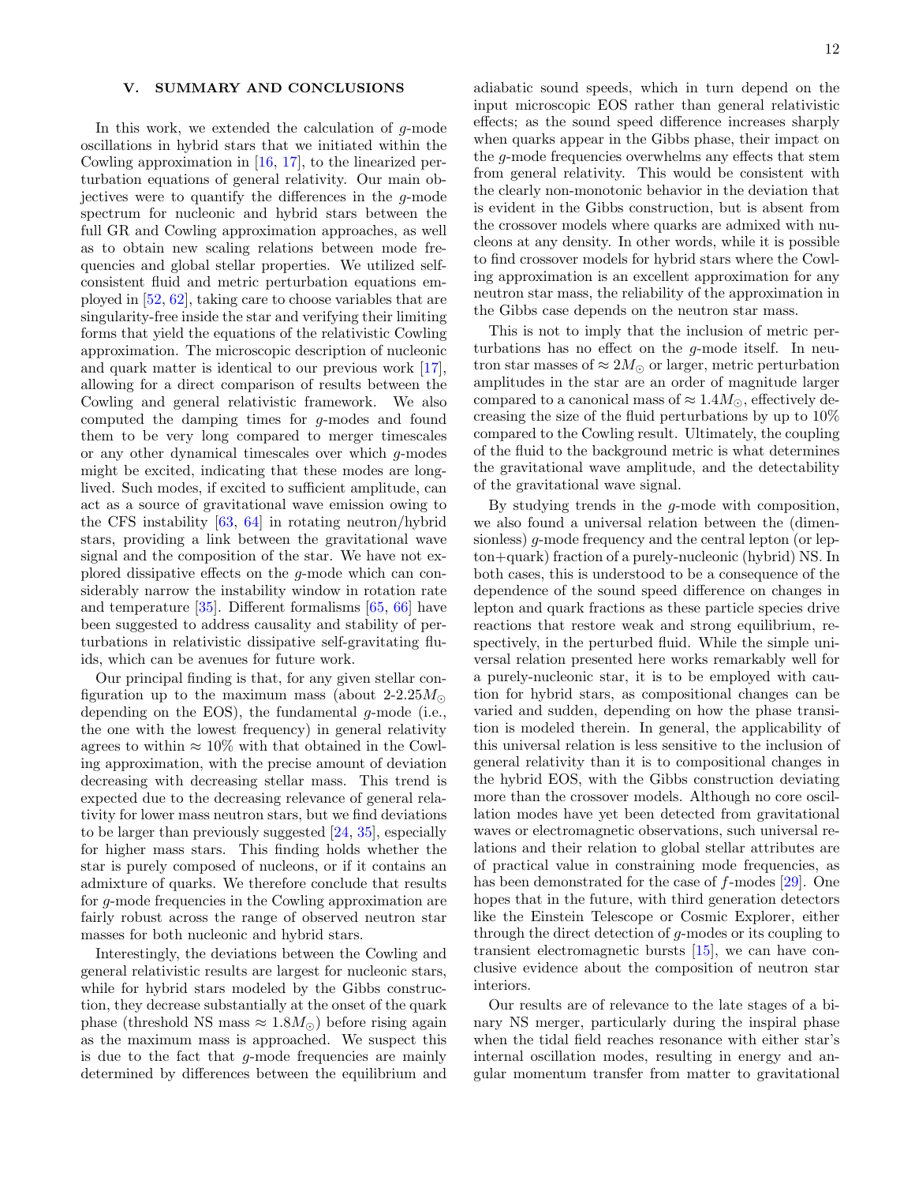## V. SUMMARY AND CONCLUSIONS

In this work, we extended the calculation of $g$-mode oscillations in hybrid stars that we initiated within the Cowling approximation in [16, 17], to the linearized perturbation equations of general relativity. Our main objectives were to quantify the differences in the $g$-mode spectrum for nucleonic and hybrid stars between the full GR and Cowling approximation approaches, as well as to obtain new scaling relations between mode frequencies and global stellar properties. We utilized self-consistent fluid and metric perturbation equations employed in [52, 62], taking care to choose variables that are singularity-free inside the star and verifying their limiting forms that yield the equations of the relativistic Cowling approximation. The microscopic description of nucleonic and quark matter is identical to our previous work [17], allowing for a direct comparison of results between the Cowling and general relativistic framework. We also computed the damping times for $g$-modes and found them to be very long compared to merger timescales or any other dynamical timescales over which $g$-modes might be excited, indicating that these modes are long-lived. Such modes, if excited to sufficient amplitude, can act as a source of gravitational wave emission owing to the CFS instability [63, 64] in rotating neutron/hybrid stars, providing a link between the gravitational wave signal and the composition of the star. We have not explored dissipative effects on the $g$-mode which can considerably narrow the instability window in rotation rate and temperature [35]. Different formalisms [65, 66] have been suggested to address causality and stability of perturbations in relativistic dissipative self-gravitating fluids, which can be avenues for future work.

Our principal finding is that, for any given stellar configuration up to the maximum mass (about 2-2.25$M_\odot$ depending on the EOS), the fundamental $g$-mode (i.e., the one with the lowest frequency) in general relativity agrees to within $\approx 10\%$ with that obtained in the Cowling approximation, with the precise amount of deviation decreasing with decreasing stellar mass. This trend is expected due to the decreasing relevance of general relativity for lower mass neutron stars, but we find deviations to be larger than previously suggested [24, 35], especially for higher mass stars. This finding holds whether the star is purely composed of nucleons, or if it contains an admixture of quarks. We therefore conclude that results for $g$-mode frequencies in the Cowling approximation are fairly robust across the range of observed neutron star masses for both nucleonic and hybrid stars.

Interestingly, the deviations between the Cowling and general relativistic results are largest for nucleonic stars, while for hybrid stars modeled by the Gibbs construction, they decrease substantially at the onset of the quark phase (threshold NS mass $\approx 1.8M_\odot$) before rising again as the maximum mass is approached. We suspect this is due to the fact that $g$-mode frequencies are mainly determined by differences between the equilibrium and adiabatic sound speeds, which in turn depend on the input microscopic EOS rather than general relativistic effects; as the sound speed difference increases sharply when quarks appear in the Gibbs phase, their impact on the $g$-mode frequencies overwhelms any effects that stem from general relativity. This would be consistent with the clearly non-monotonic behavior in the deviation that is evident in the Gibbs construction, but is absent from the crossover models where quarks are admixed with nucleons at any density. In other words, while it is possible to find crossover models for hybrid stars where the Cowling approximation is an excellent approximation for any neutron star mass, the reliability of the approximation in the Gibbs case depends on the neutron star mass.

This is not to imply that the inclusion of metric perturbations has no effect on the $g$-mode itself. In neutron star masses of $\approx 2M_\odot$ or larger, metric perturbation amplitudes in the star are an order of magnitude larger compared to a canonical mass of $\approx 1.4M_\odot$, effectively decreasing the size of the fluid perturbations by up to 10% compared to the Cowling result. Ultimately, the coupling of the fluid to the background metric is what determines the gravitational wave amplitude, and the detectability of the gravitational wave signal.

By studying trends in the $g$-mode with composition, we also found a universal relation between the (dimensionless) $g$-mode frequency and the central lepton (or lepton+quark) fraction of a purely-nucleonic (hybrid) NS. In both cases, this is understood to be a consequence of the dependence of the sound speed difference on changes in lepton and quark fractions as these particle species drive reactions that restore weak and strong equilibrium, respectively, in the perturbed fluid. While the simple universal relation presented here works remarkably well for a purely-nucleonic star, it is to be employed with caution for hybrid stars, as compositional changes can be varied and sudden, depending on how the phase transition is modeled therein. In general, the applicability of this universal relation is less sensitive to the inclusion of general relativity than it is to compositional changes in the hybrid EOS, with the Gibbs construction deviating more than the crossover models. Although no core oscillation modes have yet been detected from gravitational waves or electromagnetic observations, such universal relations and their relation to global stellar attributes are of practical value in constraining mode frequencies, as has been demonstrated for the case of $f$-modes [29]. One hopes that in the future, with third generation detectors like the Einstein Telescope or Cosmic Explorer, either through the direct detection of $g$-modes or its coupling to transient electromagnetic bursts [15], we can have conclusive evidence about the composition of neutron star interiors.

Our results are of relevance to the late stages of a binary NS merger, particularly during the inspiral phase when the tidal field reaches resonance with either star's internal oscillation modes, resulting in energy and angular momentum transfer from matter to gravitational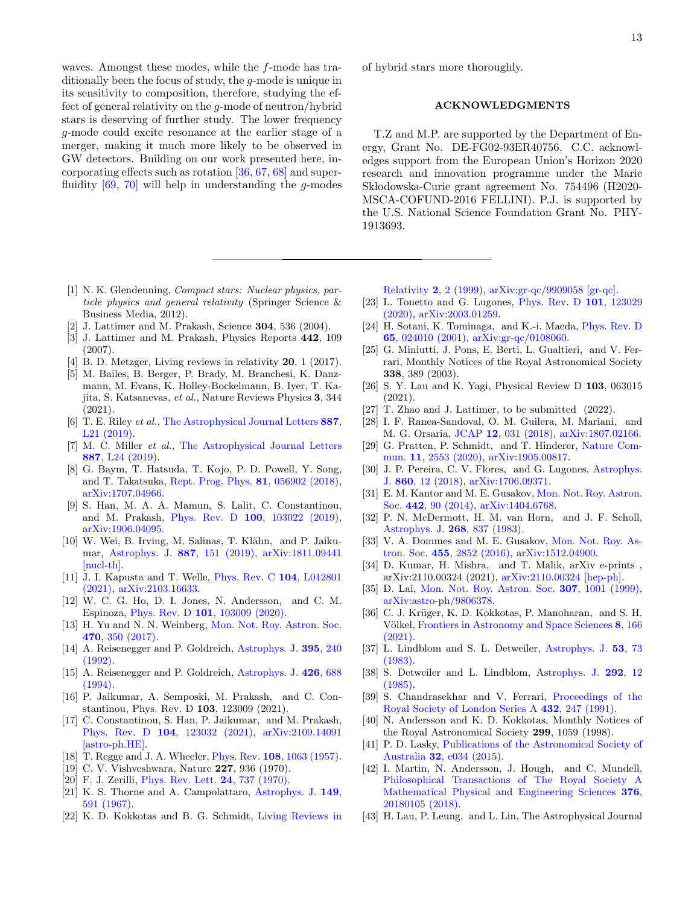waves. Amongst these modes, while the $f$-mode has traditionally been the focus of study, the $g$-mode is unique in its sensitivity to composition, therefore, studying the effect of general relativity on the $g$-mode of neutron/hybrid stars is deserving of further study. The lower frequency $g$-mode could excite resonance at the earlier stage of a merger, making it much more likely to be observed in GW detectors. Building on our work presented here, incorporating effects such as rotation [36, 67, 68] and superfluidity [69, 70] will help in understanding the $g$-modes of hybrid stars more thoroughly.

## ACKNOWLEDGMENTS

T.Z and M.P. are supported by the Department of Energy, Grant No. DE-FG02-93ER40756. C.C. acknowledges support from the European Union's Horizon 2020 research and innovation programme under the Marie Skłodowska-Curie grant agreement No. 754496 (H2020-MSCA-COFUND-2016 FELLINI). P.J. is supported by the U.S. National Science Foundation Grant No. PHY-1913693.

---

[1] N. K. Glendenning, *Compact stars: Nuclear physics, particle physics and general relativity* (Springer Science & Business Media, 2012).

[2] J. Lattimer and M. Prakash, Science **304**, 536 (2004).

[3] J. Lattimer and M. Prakash, Physics Reports **442**, 109 (2007).

[4] B. D. Metzger, Living reviews in relativity **20**, 1 (2017).

[5] M. Bailes, B. Berger, P. Brady, M. Branchesi, K. Danzmann, M. Evans, K. Holley-Bockelmann, B. Iyer, T. Kajita, S. Katsanevas, *et al.*, Nature Reviews Physics **3**, 344 (2021).

[6] T. E. Riley *et al.*, The Astrophysical Journal Letters **887**, L21 (2019).

[7] M. C. Miller *et al.*, The Astrophysical Journal Letters **887**, L24 (2019).

[8] G. Baym, T. Hatsuda, T. Kojo, P. D. Powell, Y. Song, and T. Takatsuka, Rept. Prog. Phys. **81**, 056902 (2018), arXiv:1707.04966.

[9] S. Han, M. A. A. Mamun, S. Lalit, C. Constantinou, and M. Prakash, Phys. Rev. D **100**, 103022 (2019), arXiv:1906.04095.

[10] W. Wei, B. Irving, M. Salinas, T. Klähn, and P. Jaikumar, Astrophys. J. **887**, 151 (2019), arXiv:1811.09441 [nucl-th].

[11] J. I. Kapusta and T. Welle, Phys. Rev. C **104**, L012801 (2021), arXiv:2103.16633.

[12] W. C. G. Ho, D. I. Jones, N. Andersson, and C. M. Espinoza, Phys. Rev. D **101**, 103009 (2020).

[13] H. Yu and N. N. Weinberg, Mon. Not. Roy. Astron. Soc. **470**, 350 (2017).

[14] A. Reisenegger and P. Goldreich, Astrophys. J. **395**, 240 (1992).

[15] A. Reisenegger and P. Goldreich, Astrophys. J. **426**, 688 (1994).

[16] P. Jaikumar, A. Semposki, M. Prakash, and C. Constantinou, Phys. Rev. D **103**, 123009 (2021).

[17] C. Constantinou, S. Han, P. Jaikumar, and M. Prakash, Phys. Rev. D **104**, 123032 (2021), arXiv:2109.14091 [astro-ph.HE].

[18] T. Regge and J. A. Wheeler, Phys. Rev. **108**, 1063 (1957).

[19] C. V. Vishveshwara, Nature **227**, 936 (1970).

[20] F. J. Zerilli, Phys. Rev. Lett. **24**, 737 (1970).

[21] K. S. Thorne and A. Campolattaro, Astrophys. J. **149**, 591 (1967).

[22] K. D. Kokkotas and B. G. Schmidt, Living Reviews in Relativity **2**, 2 (1999), arXiv:gr-qc/9909058 [gr-qc].

[23] L. Tonetto and G. Lugones, Phys. Rev. D **101**, 123029 (2020), arXiv:2003.01259.

[24] H. Sotani, K. Tominaga, and K.-i. Maeda, Phys. Rev. D **65**, 024010 (2001), arXiv:gr-qc/0108060.

[25] G. Miniutti, J. Pons, E. Berti, L. Gualtieri, and V. Ferrari, Monthly Notices of the Royal Astronomical Society **338**, 389 (2003).

[26] S. Y. Lau and K. Yagi, Physical Review D **103**, 063015 (2021).

[27] T. Zhao and J. Lattimer, to be submitted (2022).

[28] I. F. Ranea-Sandoval, O. M. Guilera, M. Mariani, and M. G. Orsaria, JCAP **12**, 031 (2018), arXiv:1807.02166.

[29] G. Pratten, P. Schmidt, and T. Hinderer, Nature Commun. **11**, 2553 (2020), arXiv:1905.00817.

[30] J. P. Pereira, C. V. Flores, and G. Lugones, Astrophys. J. **860**, 12 (2018), arXiv:1706.09371.

[31] E. M. Kantor and M. E. Gusakov, Mon. Not. Roy. Astron. Soc. **442**, 90 (2014), arXiv:1404.6768.

[32] P. N. McDermott, H. M. van Horn, and J. F. Scholl, Astrophys. J. **268**, 837 (1983).

[33] V. A. Dommes and M. E. Gusakov, Mon. Not. Roy. Astron. Soc. **455**, 2852 (2016), arXiv:1512.04900.

[34] D. Kumar, H. Mishra, and T. Malik, arXiv e-prints , arXiv:2110.00324 (2021), arXiv:2110.00324 [hep-ph].

[35] D. Lai, Mon. Not. Roy. Astron. Soc. **307**, 1001 (1999), arXiv:astro-ph/9806378.

[36] C. J. Krüger, K. D. Kokkotas, P. Manoharan, and S. H. Völkel, Frontiers in Astronomy and Space Sciences **8**, 166 (2021).

[37] L. Lindblom and S. L. Detweiler, Astrophys. J. **53**, 73 (1983).

[38] S. Detweiler and L. Lindblom, Astrophys. J. **292**, 12 (1985).

[39] S. Chandrasekhar and V. Ferrari, Proceedings of the Royal Society of London Series A **432**, 247 (1991).

[40] N. Andersson and K. D. Kokkotas, Monthly Notices of the Royal Astronomical Society **299**, 1059 (1998).

[41] P. D. Lasky, Publications of the Astronomical Society of Australia **32**, e034 (2015).

[42] I. Martin, N. Andersson, J. Hough, and C. Mundell, Philosophical Transactions of The Royal Society A Mathematical Physical and Engineering Sciences **376**, 20180105 (2018).

[43] H. Lau, P. Leung, and L. Lin, The Astrophysical Journal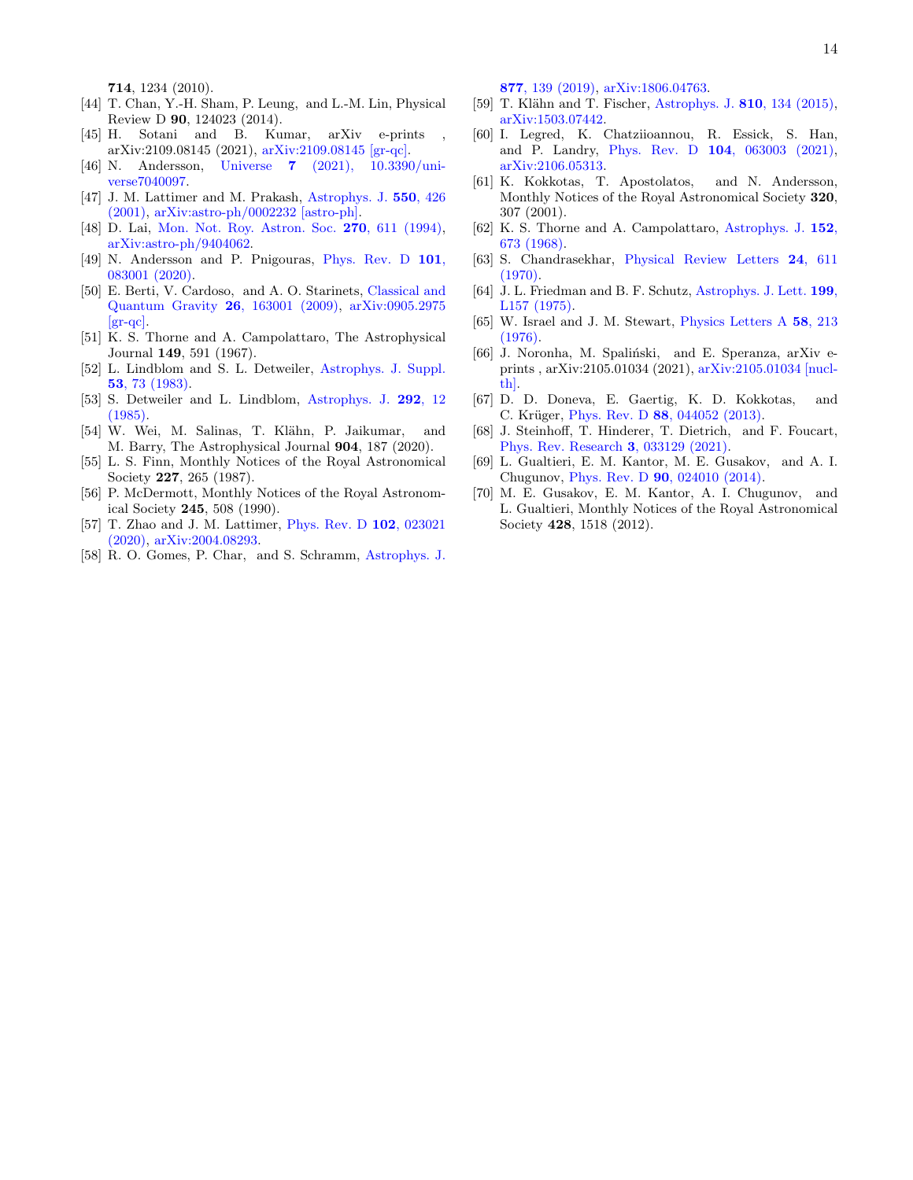**714**, 1234 (2010).

[44] T. Chan, Y.-H. Sham, P. Leung, and L.-M. Lin, Physical Review D **90**, 124023 (2014).

[45] H. Sotani and B. Kumar, arXiv e-prints , arXiv:2109.08145 (2021), arXiv:2109.08145 [gr-qc].

[46] N. Andersson, Universe **7** (2021), 10.3390/universe7040097.

[47] J. M. Lattimer and M. Prakash, Astrophys. J. **550**, 426 (2001), arXiv:astro-ph/0002232 [astro-ph].

[48] D. Lai, Mon. Not. Roy. Astron. Soc. **270**, 611 (1994), arXiv:astro-ph/9404062.

[49] N. Andersson and P. Pnigouras, Phys. Rev. D **101**, 083001 (2020).

[50] E. Berti, V. Cardoso, and A. O. Starinets, Classical and Quantum Gravity **26**, 163001 (2009), arXiv:0905.2975 [gr-qc].

[51] K. S. Thorne and A. Campolattaro, The Astrophysical Journal **149**, 591 (1967).

[52] L. Lindblom and S. L. Detweiler, Astrophys. J. Suppl. **53**, 73 (1983).

[53] S. Detweiler and L. Lindblom, Astrophys. J. **292**, 12 (1985).

[54] W. Wei, M. Salinas, T. Klähn, P. Jaikumar, and M. Barry, The Astrophysical Journal **904**, 187 (2020).

[55] L. S. Finn, Monthly Notices of the Royal Astronomical Society **227**, 265 (1987).

[56] P. McDermott, Monthly Notices of the Royal Astronomical Society **245**, 508 (1990).

[57] T. Zhao and J. M. Lattimer, Phys. Rev. D **102**, 023021 (2020), arXiv:2004.08293.

[58] R. O. Gomes, P. Char, and S. Schramm, Astrophys. J. **877**, 139 (2019), arXiv:1806.04763.

[59] T. Klähn and T. Fischer, Astrophys. J. **810**, 134 (2015), arXiv:1503.07442.

[60] I. Legred, K. Chatziioannou, R. Essick, S. Han, and P. Landry, Phys. Rev. D **104**, 063003 (2021), arXiv:2106.05313.

[61] K. Kokkotas, T. Apostolatos, and N. Andersson, Monthly Notices of the Royal Astronomical Society **320**, 307 (2001).

[62] K. S. Thorne and A. Campolattaro, Astrophys. J. **152**, 673 (1968).

[63] S. Chandrasekhar, Physical Review Letters **24**, 611 (1970).

[64] J. L. Friedman and B. F. Schutz, Astrophys. J. Lett. **199**, L157 (1975).

[65] W. Israel and J. M. Stewart, Physics Letters A **58**, 213 (1976).

[66] J. Noronha, M. Spaliński, and E. Speranza, arXiv e-prints , arXiv:2105.01034 (2021), arXiv:2105.01034 [nucl-th].

[67] D. D. Doneva, E. Gaertig, K. D. Kokkotas, and C. Krüger, Phys. Rev. D **88**, 044052 (2013).

[68] J. Steinhoff, T. Hinderer, T. Dietrich, and F. Foucart, Phys. Rev. Research **3**, 033129 (2021).

[69] L. Gualtieri, E. M. Kantor, M. E. Gusakov, and A. I. Chugunov, Phys. Rev. D **90**, 024010 (2014).

[70] M. E. Gusakov, E. M. Kantor, A. I. Chugunov, and L. Gualtieri, Monthly Notices of the Royal Astronomical Society **428**, 1518 (2012).